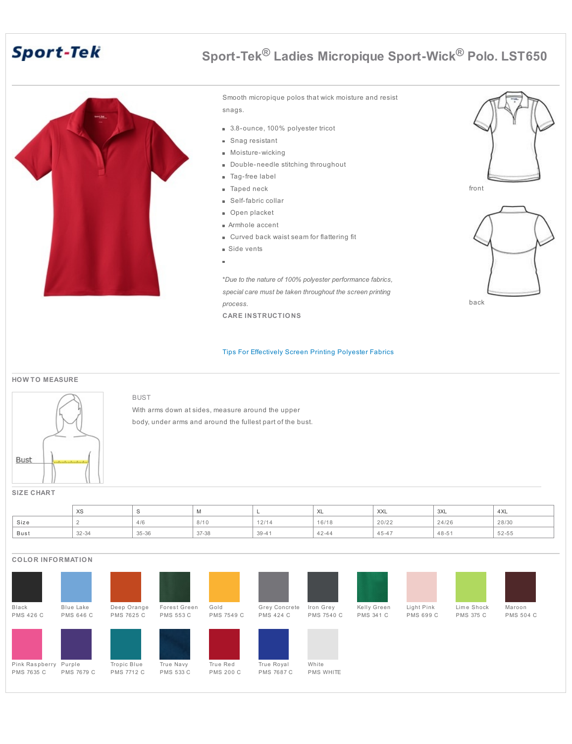# Sport-Tek® Ladies Micropique Sport-Wick® Polo. LST650

Sport-Tek

Smooth micropique polos that wick moisture and resist snags.

- 3.8-ounce, 100% polyester tricot
- Snag resistant
- Moisture-wicking
- Double-needle stitching throughout
- Tag-free label
- Taped neck
- Self-fabric collar
- Open placket
- Armhole accent
- Curved back waist seam for flattering fit
- Side vents

*\*Due to the nature of 100% polyester performance fabrics, special care must be taken throughout the screen printing process.*

**CARE INSTRUCTIONS**

Tips For Effectively Screen Printing Polyester Fabrics

front

back

## HOW TO MEASURE

Bust

BUST

With arms down at sides, measure around the upper body, under arms and around the fullest part of the bust.

## SIZE CHART

| | XS | S | M | L | XL | XXL | 3XL | 4XL |
|---|---|---|---|---|---|---|---|---|
| Size | 2 | 4/6 | 8/10 | 12/14 | 16/18 | 20/22 | 24/26 | 28/30 |
| Bust | 32-34 | 35-36 | 37-38 | 39-41 | 42-44 | 45-47 | 48-51 | 52-55 |

## COLOR INFORMATION

- Black PMS 426 C
- Blue Lake PMS 646 C
- Deep Orange PMS 7625 C
- Forest Green PMS 553 C
- Gold PMS 7549 C
- Grey Concrete PMS 424 C
- Iron Grey PMS 7540 C
- Kelly Green PMS 341 C
- Light Pink PMS 699 C
- Lime Shock PMS 375 C
- Maroon PMS 504 C
- Pink Raspberry PMS 7635 C
- Purple PMS 7679 C
- Tropic Blue PMS 7712 C
- True Navy PMS 533 C
- True Red PMS 200 C
- True Royal PMS 7687 C
- White PMS WHITE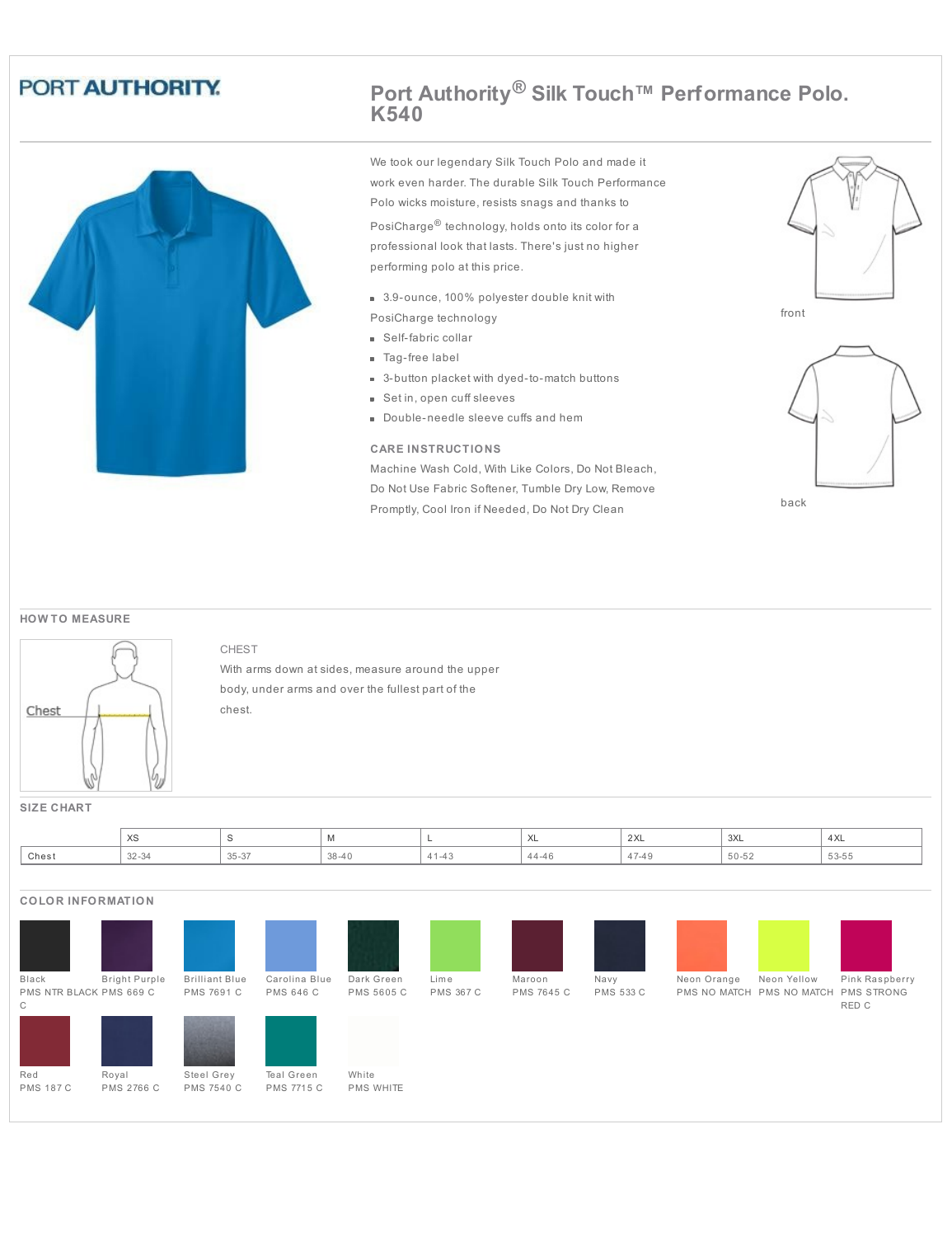PORT AUTHORITY

# Port Authority® Silk Touch™ Performance Polo. K540

We took our legendary Silk Touch Polo and made it work even harder. The durable Silk Touch Performance Polo wicks moisture, resists snags and thanks to PosiCharge® technology, holds onto its color for a professional look that lasts. There's just no higher performing polo at this price.

- 3.9-ounce, 100% polyester double knit with PosiCharge technology
- Self-fabric collar
- Tag-free label
- 3-button placket with dyed-to-match buttons
- Set in, open cuff sleeves
- Double-needle sleeve cuffs and hem

### CARE INSTRUCTIONS

Machine Wash Cold, With Like Colors, Do Not Bleach, Do Not Use Fabric Softener, Tumble Dry Low, Remove Promptly, Cool Iron if Needed, Do Not Dry Clean

front

back

## HOW TO MEASURE

Chest

CHEST

With arms down at sides, measure around the upper body, under arms and over the fullest part of the chest.

## SIZE CHART

| | XS | S | M | L | XL | 2XL | 3XL | 4XL |
|---|---|---|---|---|---|---|---|---|
| Chest | 32-34 | 35-37 | 38-40 | 41-43 | 44-46 | 47-49 | 50-52 | 53-55 |

## COLOR INFORMATION

| Color | PMS |
|---|---|
| Black | PMS NTR BLACK C |
| Bright Purple | PMS 669 C |
| Brilliant Blue | PMS 7691 C |
| Carolina Blue | PMS 646 C |
| Dark Green | PMS 5605 C |
| Lime | PMS 367 C |
| Maroon | PMS 7645 C |
| Navy | PMS 533 C |
| Neon Orange | PMS NO MATCH |
| Neon Yellow | PMS NO MATCH |
| Pink Raspberry | PMS STRONG RED C |
| Red | PMS 187 C |
| Royal | PMS 2766 C |
| Steel Grey | PMS 7540 C |
| Teal Green | PMS 7715 C |
| White | PMS WHITE |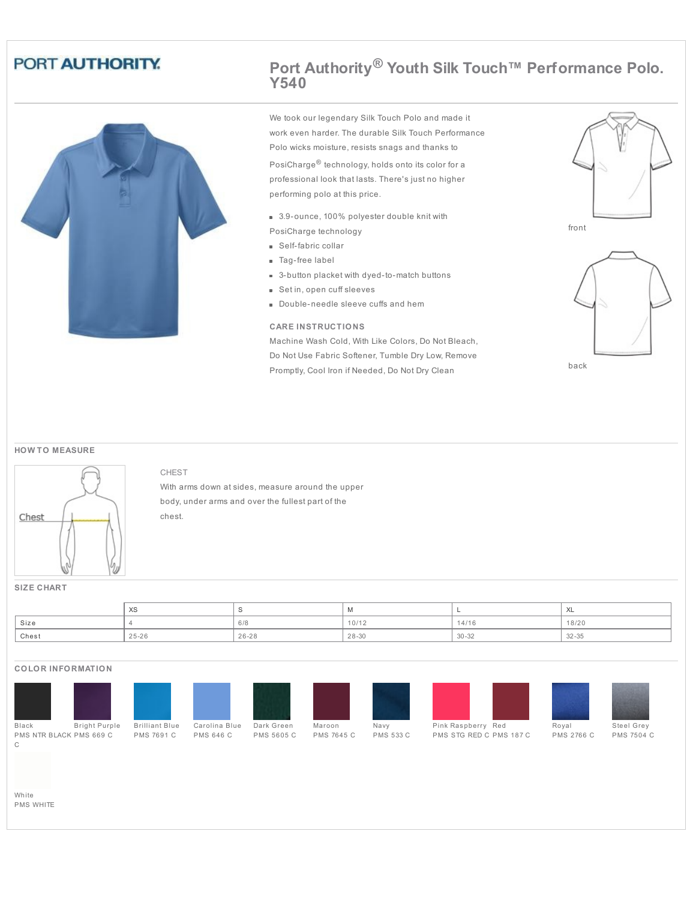PORT AUTHORITY

# Port Authority® Youth Silk Touch™ Performance Polo. Y540

We took our legendary Silk Touch Polo and made it work even harder. The durable Silk Touch Performance Polo wicks moisture, resists snags and thanks to PosiCharge® technology, holds onto its color for a professional look that lasts. There's just no higher performing polo at this price.

- 3.9-ounce, 100% polyester double knit with PosiCharge technology
- Self-fabric collar
- Tag-free label
- 3-button placket with dyed-to-match buttons
- Set in, open cuff sleeves
- Double-needle sleeve cuffs and hem

## CARE INSTRUCTIONS

Machine Wash Cold, With Like Colors, Do Not Bleach, Do Not Use Fabric Softener, Tumble Dry Low, Remove Promptly, Cool Iron if Needed, Do Not Dry Clean

front

back

## HOW TO MEASURE

Chest

CHEST

With arms down at sides, measure around the upper body, under arms and over the fullest part of the chest.

## SIZE CHART

| | XS | S | M | L | XL |
|---|---|---|---|---|---|
| Size | 4 | 6/8 | 10/12 | 14/16 | 18/20 |
| Chest | 25-26 | 26-28 | 28-30 | 30-32 | 32-35 |

## COLOR INFORMATION

Black
PMS NTR BLACK C

Bright Purple
PMS 669 C

Brilliant Blue
PMS 7691 C

Carolina Blue
PMS 646 C

Dark Green
PMS 5605 C

Maroon
PMS 7645 C

Navy
PMS 533 C

Pink Raspberry
PMS STG RED C

Red
PMS 187 C

Royal
PMS 2766 C

Steel Grey
PMS 7504 C

White
PMS WHITE